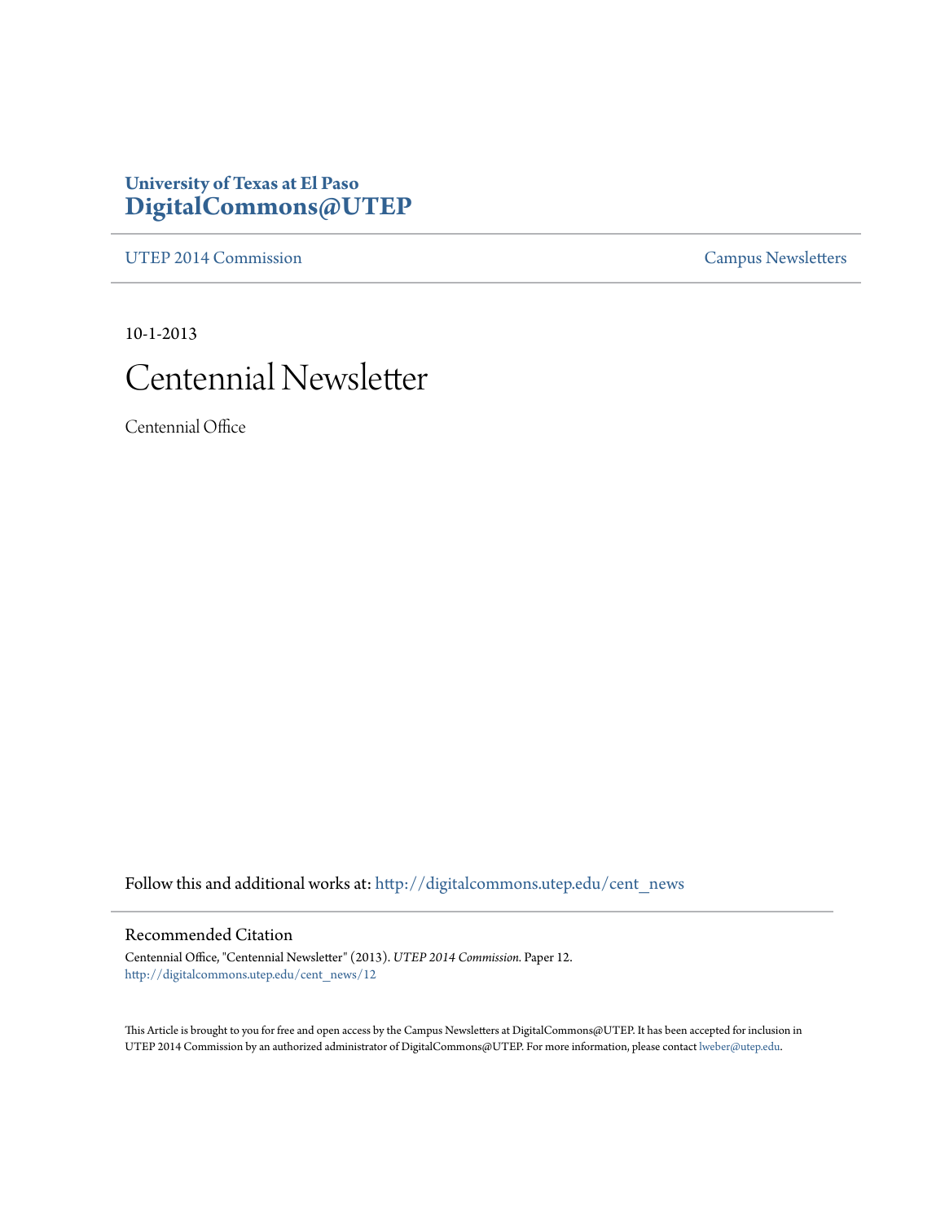**University of Texas at El Paso**
**DigitalCommons@UTEP**

UTEP 2014 Commission | Campus Newsletters

10-1-2013

# Centennial Newsletter

Centennial Office

Follow this and additional works at: http://digitalcommons.utep.edu/cent_news

## Recommended Citation

Centennial Office, "Centennial Newsletter" (2013). *UTEP 2014 Commission.* Paper 12.
http://digitalcommons.utep.edu/cent_news/12

This Article is brought to you for free and open access by the Campus Newsletters at DigitalCommons@UTEP. It has been accepted for inclusion in UTEP 2014 Commission by an authorized administrator of DigitalCommons@UTEP. For more information, please contact lweber@utep.edu.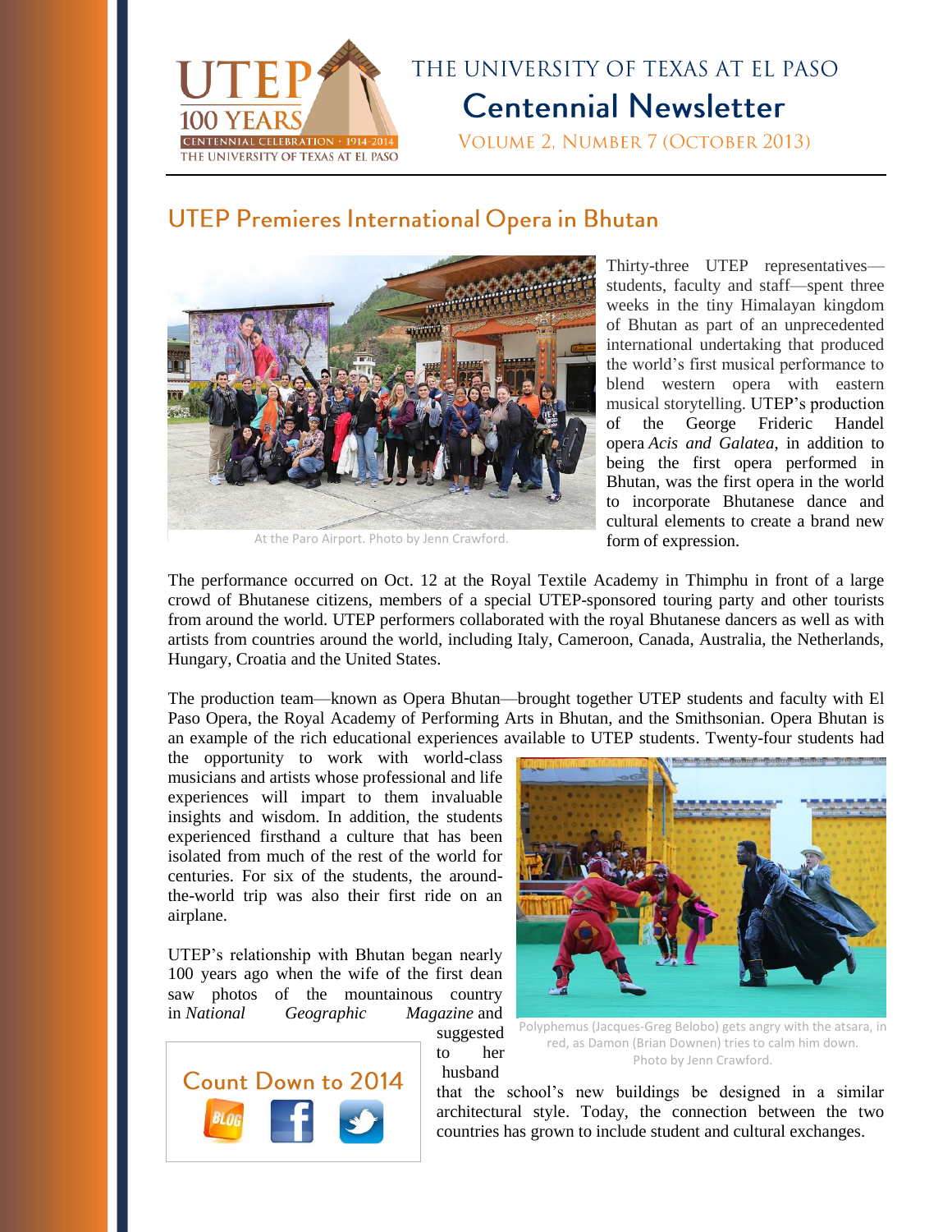# THE UNIVERSITY OF TEXAS AT EL PASO

## Centennial Newsletter

VOLUME 2, NUMBER 7 (OCTOBER 2013)

## UTEP Premieres International Opera in Bhutan

At the Paro Airport. Photo by Jenn Crawford.

Thirty-three UTEP representatives—students, faculty and staff—spent three weeks in the tiny Himalayan kingdom of Bhutan as part of an unprecedented international undertaking that produced the world's first musical performance to blend western opera with eastern musical storytelling. UTEP's production of the George Frideric Handel opera *Acis and Galatea*, in addition to being the first opera performed in Bhutan, was the first opera in the world to incorporate Bhutanese dance and cultural elements to create a brand new form of expression.

The performance occurred on Oct. 12 at the Royal Textile Academy in Thimphu in front of a large crowd of Bhutanese citizens, members of a special UTEP-sponsored touring party and other tourists from around the world. UTEP performers collaborated with the royal Bhutanese dancers as well as with artists from countries around the world, including Italy, Cameroon, Canada, Australia, the Netherlands, Hungary, Croatia and the United States.

The production team—known as Opera Bhutan—brought together UTEP students and faculty with El Paso Opera, the Royal Academy of Performing Arts in Bhutan, and the Smithsonian. Opera Bhutan is an example of the rich educational experiences available to UTEP students. Twenty-four students had the opportunity to work with world-class musicians and artists whose professional and life experiences will impart to them invaluable insights and wisdom. In addition, the students experienced firsthand a culture that has been isolated from much of the rest of the world for centuries. For six of the students, the around-the-world trip was also their first ride on an airplane.

Polyphemus (Jacques-Greg Belobo) gets angry with the atsara, in red, as Damon (Brian Downen) tries to calm him down. Photo by Jenn Crawford.

UTEP's relationship with Bhutan began nearly 100 years ago when the wife of the first dean saw photos of the mountainous country in *National Geographic Magazine* and suggested to her husband that the school's new buildings be designed in a similar architectural style. Today, the connection between the two countries has grown to include student and cultural exchanges.

Count Down to 2014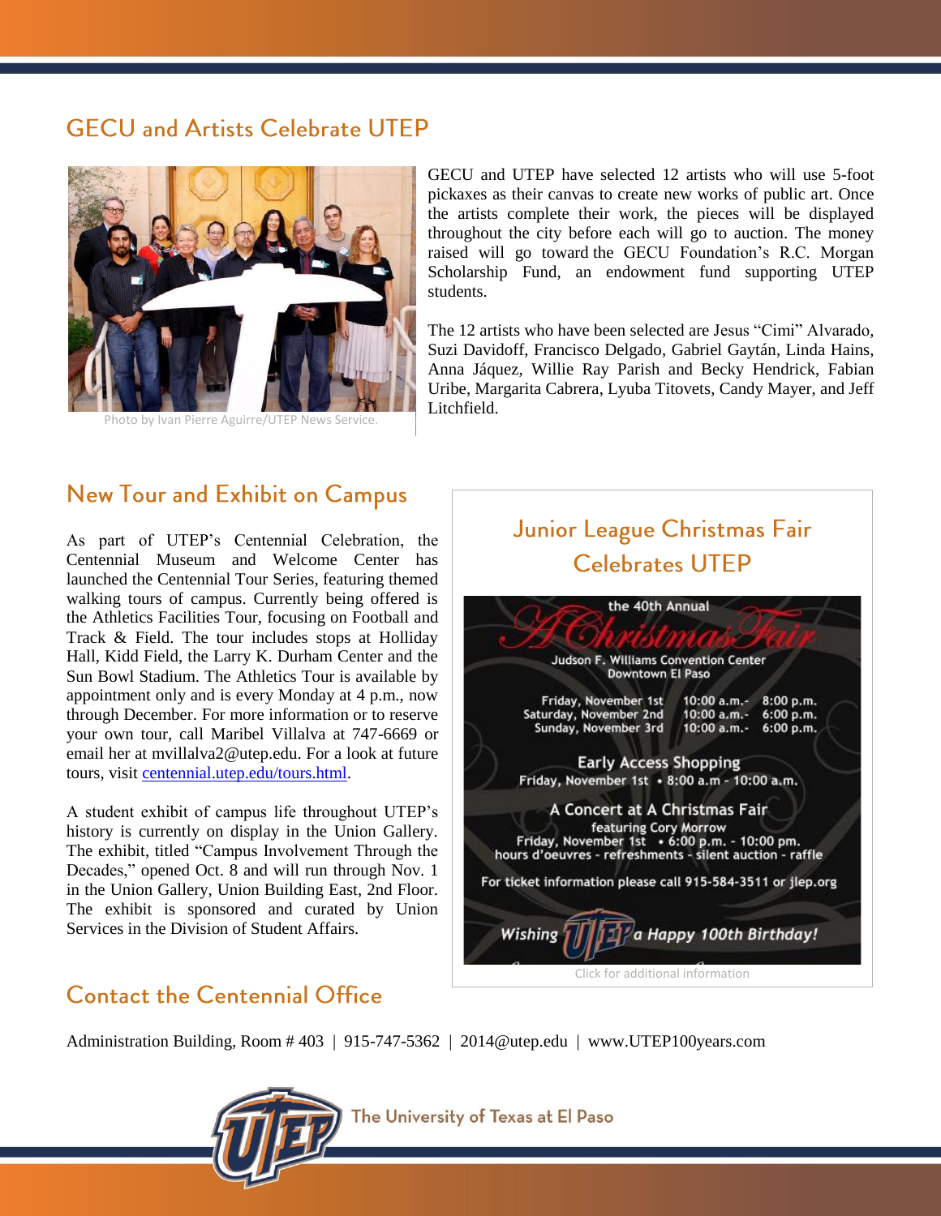## GECU and Artists Celebrate UTEP

Photo by Ivan Pierre Aguirre/UTEP News Service.

GECU and UTEP have selected 12 artists who will use 5-foot pickaxes as their canvas to create new works of public art. Once the artists complete their work, the pieces will be displayed throughout the city before each will go to auction. The money raised will go toward the GECU Foundation's R.C. Morgan Scholarship Fund, an endowment fund supporting UTEP students.

The 12 artists who have been selected are Jesus "Cimi" Alvarado, Suzi Davidoff, Francisco Delgado, Gabriel Gaytán, Linda Hains, Anna Jáquez, Willie Ray Parish and Becky Hendrick, Fabian Uribe, Margarita Cabrera, Lyuba Titovets, Candy Mayer, and Jeff Litchfield.

## New Tour and Exhibit on Campus

As part of UTEP's Centennial Celebration, the Centennial Museum and Welcome Center has launched the Centennial Tour Series, featuring themed walking tours of campus. Currently being offered is the Athletics Facilities Tour, focusing on Football and Track & Field. The tour includes stops at Holliday Hall, Kidd Field, the Larry K. Durham Center and the Sun Bowl Stadium. The Athletics Tour is available by appointment only and is every Monday at 4 p.m., now through December. For more information or to reserve your own tour, call Maribel Villalva at 747-6669 or email her at mvillalva2@utep.edu. For a look at future tours, visit centennial.utep.edu/tours.html.

A student exhibit of campus life throughout UTEP's history is currently on display in the Union Gallery. The exhibit, titled "Campus Involvement Through the Decades," opened Oct. 8 and will run through Nov. 1 in the Union Gallery, Union Building East, 2nd Floor. The exhibit is sponsored and curated by Union Services in the Division of Student Affairs.

## Junior League Christmas Fair Celebrates UTEP

the 40th Annual

A Christmas Fair

Judson F. Williams Convention Center
Downtown El Paso

Friday, November 1st 10:00 a.m.- 8:00 p.m.
Saturday, November 2nd 10:00 a.m.- 6:00 p.m.
Sunday, November 3rd 10:00 a.m.- 6:00 p.m.

Early Access Shopping
Friday, November 1st • 8:00 a.m - 10:00 a.m.

A Concert at A Christmas Fair
featuring Cory Morrow
Friday, November 1st • 6:00 p.m. - 10:00 pm.
hours d'oeuvres - refreshments - silent auction - raffle

For ticket information please call 915-584-3511 or jlep.org

Wishing UTEP a Happy 100th Birthday!

Click for additional information

## Contact the Centennial Office

Administration Building, Room # 403 | 915-747-5362 | 2014@utep.edu | www.UTEP100years.com

The University of Texas at El Paso